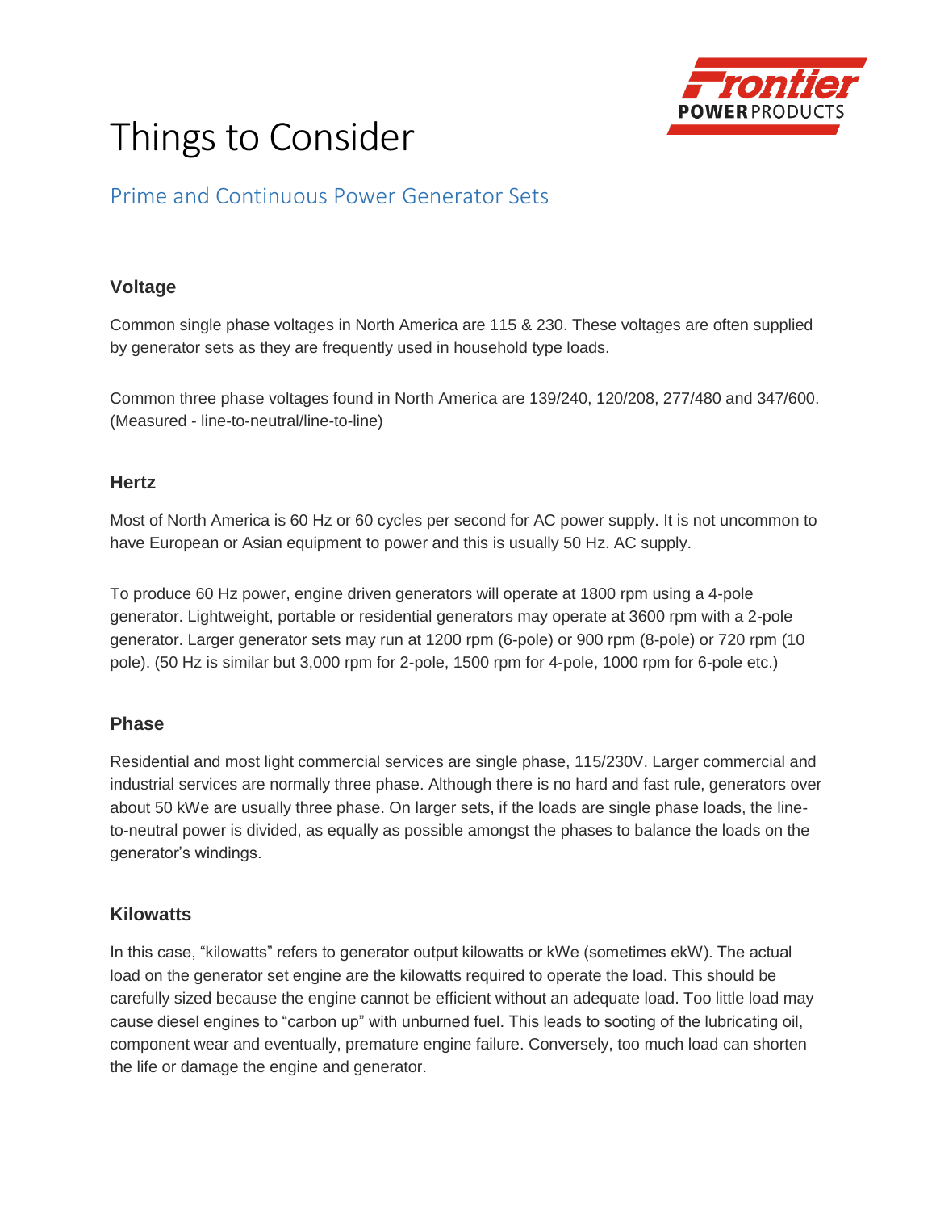# Things to Consider

## Prime and Continuous Power Generator Sets

### Voltage

Common single phase voltages in North America are 115 & 230. These voltages are often supplied by generator sets as they are frequently used in household type loads.

Common three phase voltages found in North America are 139/240, 120/208, 277/480 and 347/600. (Measured - line-to-neutral/line-to-line)

### Hertz

Most of North America is 60 Hz or 60 cycles per second for AC power supply. It is not uncommon to have European or Asian equipment to power and this is usually 50 Hz. AC supply.

To produce 60 Hz power, engine driven generators will operate at 1800 rpm using a 4-pole generator. Lightweight, portable or residential generators may operate at 3600 rpm with a 2-pole generator. Larger generator sets may run at 1200 rpm (6-pole) or 900 rpm (8-pole) or 720 rpm (10 pole). (50 Hz is similar but 3,000 rpm for 2-pole, 1500 rpm for 4-pole, 1000 rpm for 6-pole etc.)

### Phase

Residential and most light commercial services are single phase, 115/230V. Larger commercial and industrial services are normally three phase. Although there is no hard and fast rule, generators over about 50 kWe are usually three phase. On larger sets, if the loads are single phase loads, the line-to-neutral power is divided, as equally as possible amongst the phases to balance the loads on the generator's windings.

### Kilowatts

In this case, "kilowatts" refers to generator output kilowatts or kWe (sometimes ekW). The actual load on the generator set engine are the kilowatts required to operate the load. This should be carefully sized because the engine cannot be efficient without an adequate load. Too little load may cause diesel engines to "carbon up" with unburned fuel. This leads to sooting of the lubricating oil, component wear and eventually, premature engine failure. Conversely, too much load can shorten the life or damage the engine and generator.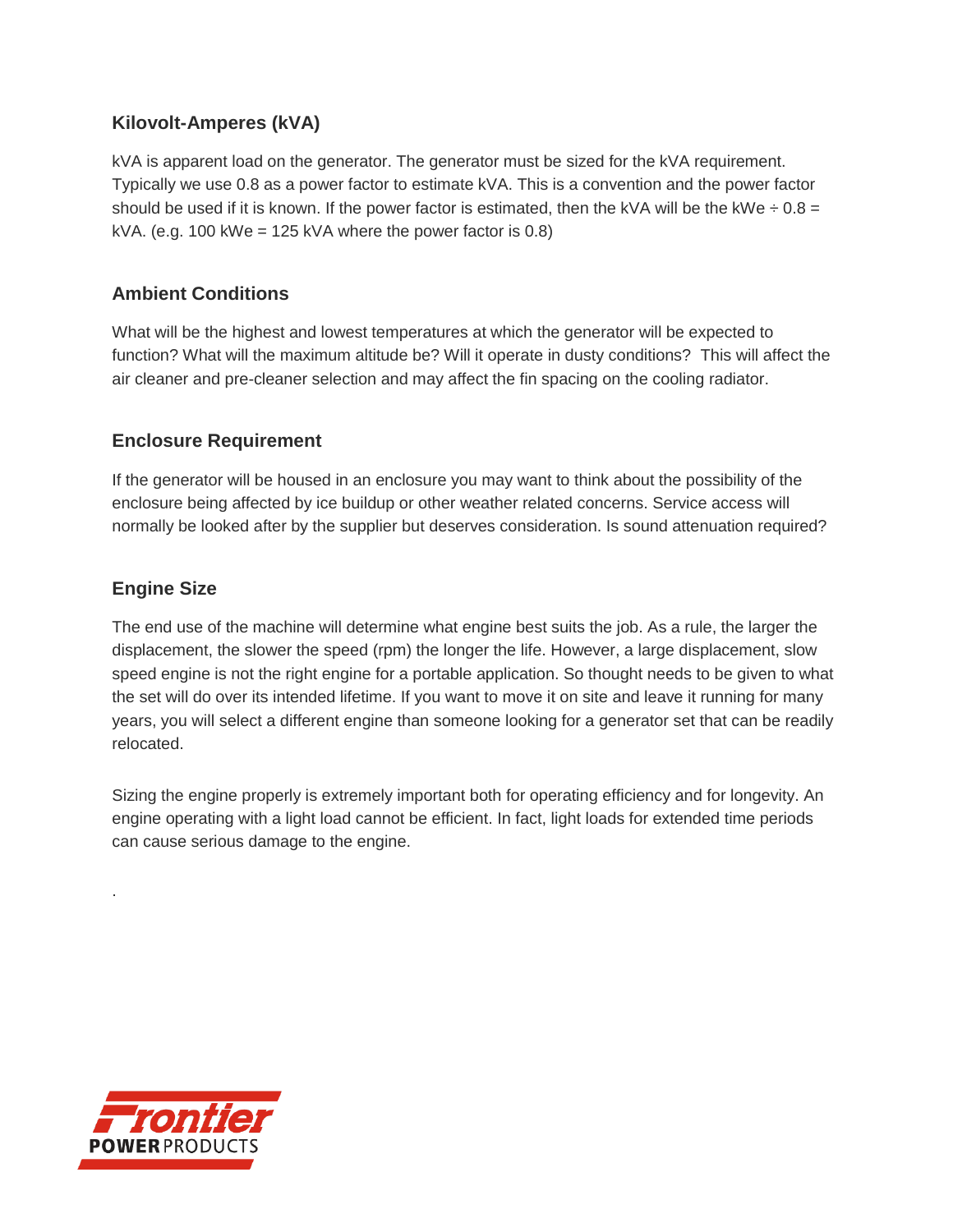### Kilovolt-Amperes (kVA)

kVA is apparent load on the generator. The generator must be sized for the kVA requirement. Typically we use 0.8 as a power factor to estimate kVA. This is a convention and the power factor should be used if it is known. If the power factor is estimated, then the kVA will be the kWe ÷ 0.8 = kVA. (e.g. 100 kWe = 125 kVA where the power factor is 0.8)

### Ambient Conditions

What will be the highest and lowest temperatures at which the generator will be expected to function? What will the maximum altitude be? Will it operate in dusty conditions? This will affect the air cleaner and pre-cleaner selection and may affect the fin spacing on the cooling radiator.

### Enclosure Requirement

If the generator will be housed in an enclosure you may want to think about the possibility of the enclosure being affected by ice buildup or other weather related concerns. Service access will normally be looked after by the supplier but deserves consideration. Is sound attenuation required?

### Engine Size

The end use of the machine will determine what engine best suits the job. As a rule, the larger the displacement, the slower the speed (rpm) the longer the life. However, a large displacement, slow speed engine is not the right engine for a portable application. So thought needs to be given to what the set will do over its intended lifetime. If you want to move it on site and leave it running for many years, you will select a different engine than someone looking for a generator set that can be readily relocated.

Sizing the engine properly is extremely important both for operating efficiency and for longevity. An engine operating with a light load cannot be efficient. In fact, light loads for extended time periods can cause serious damage to the engine.

.

Frontier POWER PRODUCTS